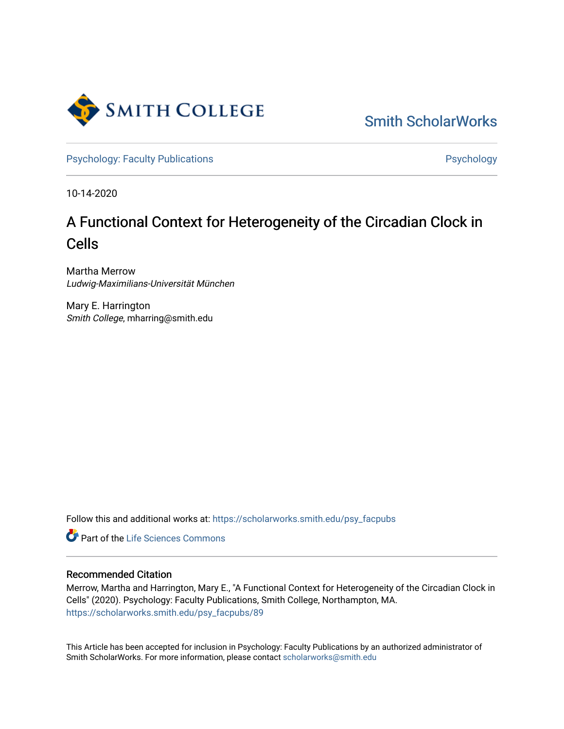Smith College

Smith ScholarWorks

Psychology: Faculty Publications

Psychology

10-14-2020

# A Functional Context for Heterogeneity of the Circadian Clock in Cells

Martha Merrow
*Ludwig-Maximilians-Universität München*

Mary E. Harrington
*Smith College*, mharring@smith.edu

Follow this and additional works at: https://scholarworks.smith.edu/psy_facpubs

Part of the Life Sciences Commons

## Recommended Citation

Merrow, Martha and Harrington, Mary E., "A Functional Context for Heterogeneity of the Circadian Clock in Cells" (2020). Psychology: Faculty Publications, Smith College, Northampton, MA.
https://scholarworks.smith.edu/psy_facpubs/89

This Article has been accepted for inclusion in Psychology: Faculty Publications by an authorized administrator of Smith ScholarWorks. For more information, please contact scholarworks@smith.edu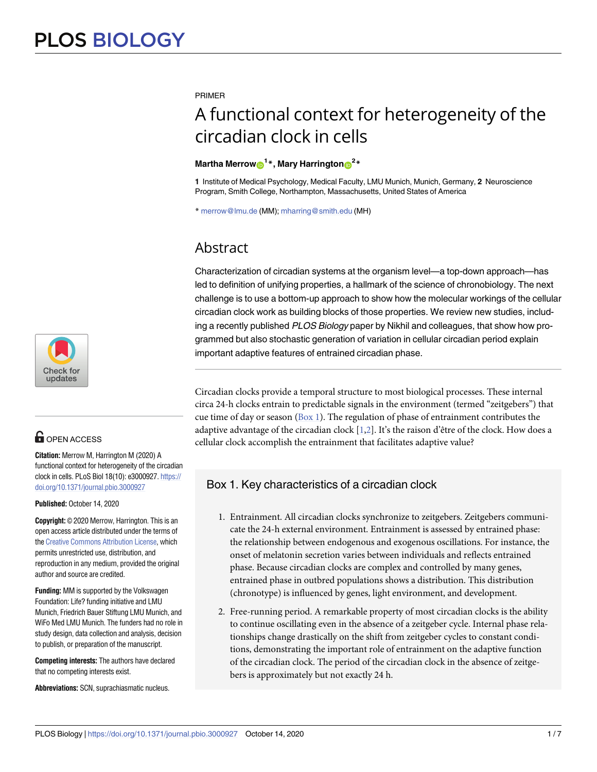PRIMER

# A functional context for heterogeneity of the circadian clock in cells

**Martha Merrow[1]*, Mary Harrington[2]***

**1** Institute of Medical Psychology, Medical Faculty, LMU Munich, Munich, Germany, **2** Neuroscience Program, Smith College, Northampton, Massachusetts, United States of America

* merrow@lmu.de (MM); mharring@smith.edu (MH)

## Abstract

Characterization of circadian systems at the organism level—a top-down approach—has led to definition of unifying properties, a hallmark of the science of chronobiology. The next challenge is to use a bottom-up approach to show how the molecular workings of the cellular circadian clock work as building blocks of those properties. We review new studies, including a recently published *PLOS Biology* paper by Nikhil and colleagues, that show how programmed but also stochastic generation of variation in cellular circadian period explain important adaptive features of entrained circadian phase.

OPEN ACCESS

**Citation:** Merrow M, Harrington M (2020) A functional context for heterogeneity of the circadian clock in cells. PLoS Biol 18(10): e3000927. https://doi.org/10.1371/journal.pbio.3000927

**Published:** October 14, 2020

**Copyright:** © 2020 Merrow, Harrington. This is an open access article distributed under the terms of the Creative Commons Attribution License, which permits unrestricted use, distribution, and reproduction in any medium, provided the original author and source are credited.

**Funding:** MM is supported by the Volkswagen Foundation: Life? funding initiative and LMU Munich, Friedrich Bauer Stiftung LMU Munich, and WiFo Med LMU Munich. The funders had no role in study design, data collection and analysis, decision to publish, or preparation of the manuscript.

**Competing interests:** The authors have declared that no competing interests exist.

**Abbreviations:** SCN, suprachiasmatic nucleus.

Circadian clocks provide a temporal structure to most biological processes. These internal circa 24-h clocks entrain to predictable signals in the environment (termed "zeitgebers") that cue time of day or season (Box 1). The regulation of phase of entrainment contributes the adaptive advantage of the circadian clock [1,2]. It's the raison d'être of the clock. How does a cellular clock accomplish the entrainment that facilitates adaptive value?

### Box 1. Key characteristics of a circadian clock

1. Entrainment. All circadian clocks synchronize to zeitgebers. Zeitgebers communicate the 24-h external environment. Entrainment is assessed by entrained phase: the relationship between endogenous and exogenous oscillations. For instance, the onset of melatonin secretion varies between individuals and reflects entrained phase. Because circadian clocks are complex and controlled by many genes, entrained phase in outbred populations shows a distribution. This distribution (chronotype) is influenced by genes, light environment, and development.
2. Free-running period. A remarkable property of most circadian clocks is the ability to continue oscillating even in the absence of a zeitgeber cycle. Internal phase relationships change drastically on the shift from zeitgeber cycles to constant conditions, demonstrating the important role of entrainment on the adaptive function of the circadian clock. The period of the circadian clock in the absence of zeitgebers is approximately but not exactly 24 h.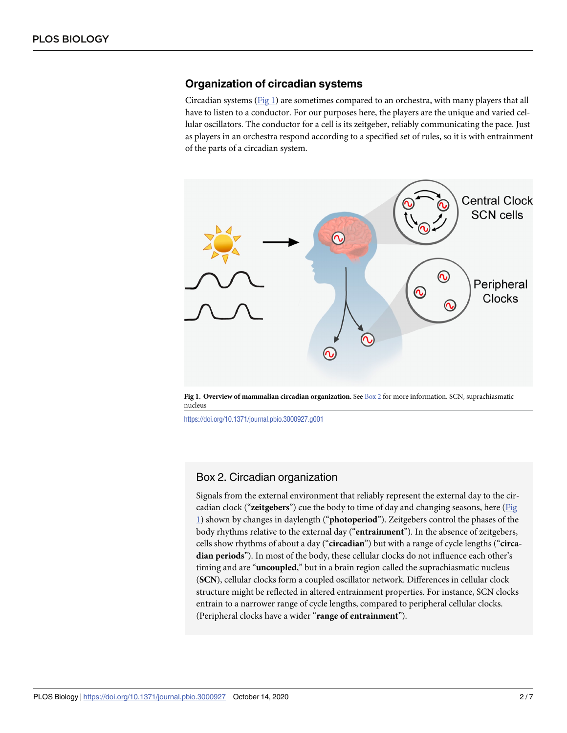## Organization of circadian systems

Circadian systems (Fig 1) are sometimes compared to an orchestra, with many players that all have to listen to a conductor. For our purposes here, the players are the unique and varied cellular oscillators. The conductor for a cell is its zeitgeber, reliably communicating the pace. Just as players in an orchestra respond according to a specified set of rules, so it is with entrainment of the parts of a circadian system.

**Fig 1. Overview of mammalian circadian organization.** See Box 2 for more information. SCN, suprachiasmatic nucleus

https://doi.org/10.1371/journal.pbio.3000927.g001

### Box 2. Circadian organization

Signals from the external environment that reliably represent the external day to the circadian clock ("**zeitgebers**") cue the body to time of day and changing seasons, here (Fig 1) shown by changes in daylength ("**photoperiod**"). Zeitgebers control the phases of the body rhythms relative to the external day ("**entrainment**"). In the absence of zeitgebers, cells show rhythms of about a day ("**circadian**") but with a range of cycle lengths ("**circadian periods**"). In most of the body, these cellular clocks do not influence each other's timing and are "**uncoupled**," but in a brain region called the suprachiasmatic nucleus (**SCN**), cellular clocks form a coupled oscillator network. Differences in cellular clock structure might be reflected in altered entrainment properties. For instance, SCN clocks entrain to a narrower range of cycle lengths, compared to peripheral cellular clocks. (Peripheral clocks have a wider "**range of entrainment**").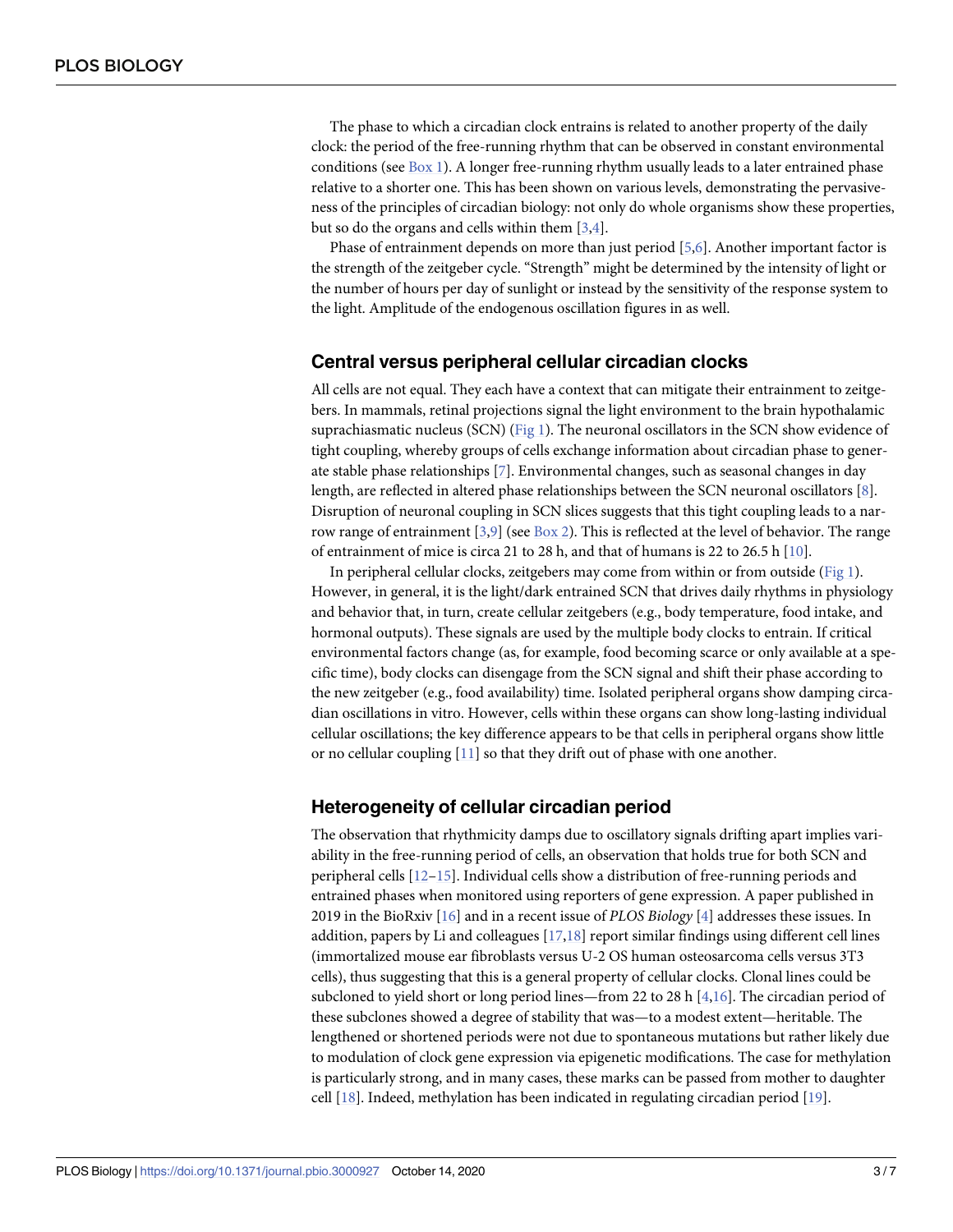The phase to which a circadian clock entrains is related to another property of the daily clock: the period of the free-running rhythm that can be observed in constant environmental conditions (see Box 1). A longer free-running rhythm usually leads to a later entrained phase relative to a shorter one. This has been shown on various levels, demonstrating the pervasiveness of the principles of circadian biology: not only do whole organisms show these properties, but so do the organs and cells within them [3,4].

Phase of entrainment depends on more than just period [5,6]. Another important factor is the strength of the zeitgeber cycle. "Strength" might be determined by the intensity of light or the number of hours per day of sunlight or instead by the sensitivity of the response system to the light. Amplitude of the endogenous oscillation figures in as well.

## Central versus peripheral cellular circadian clocks

All cells are not equal. They each have a context that can mitigate their entrainment to zeitgebers. In mammals, retinal projections signal the light environment to the brain hypothalamic suprachiasmatic nucleus (SCN) (Fig 1). The neuronal oscillators in the SCN show evidence of tight coupling, whereby groups of cells exchange information about circadian phase to generate stable phase relationships [7]. Environmental changes, such as seasonal changes in day length, are reflected in altered phase relationships between the SCN neuronal oscillators [8]. Disruption of neuronal coupling in SCN slices suggests that this tight coupling leads to a narrow range of entrainment [3,9] (see Box 2). This is reflected at the level of behavior. The range of entrainment of mice is circa 21 to 28 h, and that of humans is 22 to 26.5 h [10].

In peripheral cellular clocks, zeitgebers may come from within or from outside (Fig 1). However, in general, it is the light/dark entrained SCN that drives daily rhythms in physiology and behavior that, in turn, create cellular zeitgebers (e.g., body temperature, food intake, and hormonal outputs). These signals are used by the multiple body clocks to entrain. If critical environmental factors change (as, for example, food becoming scarce or only available at a specific time), body clocks can disengage from the SCN signal and shift their phase according to the new zeitgeber (e.g., food availability) time. Isolated peripheral organs show damping circadian oscillations in vitro. However, cells within these organs can show long-lasting individual cellular oscillations; the key difference appears to be that cells in peripheral organs show little or no cellular coupling [11] so that they drift out of phase with one another.

## Heterogeneity of cellular circadian period

The observation that rhythmicity damps due to oscillatory signals drifting apart implies variability in the free-running period of cells, an observation that holds true for both SCN and peripheral cells [12–15]. Individual cells show a distribution of free-running periods and entrained phases when monitored using reporters of gene expression. A paper published in 2019 in the BioRxiv [16] and in a recent issue of *PLOS Biology* [4] addresses these issues. In addition, papers by Li and colleagues [17,18] report similar findings using different cell lines (immortalized mouse ear fibroblasts versus U-2 OS human osteosarcoma cells versus 3T3 cells), thus suggesting that this is a general property of cellular clocks. Clonal lines could be subcloned to yield short or long period lines—from 22 to 28 h [4,16]. The circadian period of these subclones showed a degree of stability that was—to a modest extent—heritable. The lengthened or shortened periods were not due to spontaneous mutations but rather likely due to modulation of clock gene expression via epigenetic modifications. The case for methylation is particularly strong, and in many cases, these marks can be passed from mother to daughter cell [18]. Indeed, methylation has been indicated in regulating circadian period [19].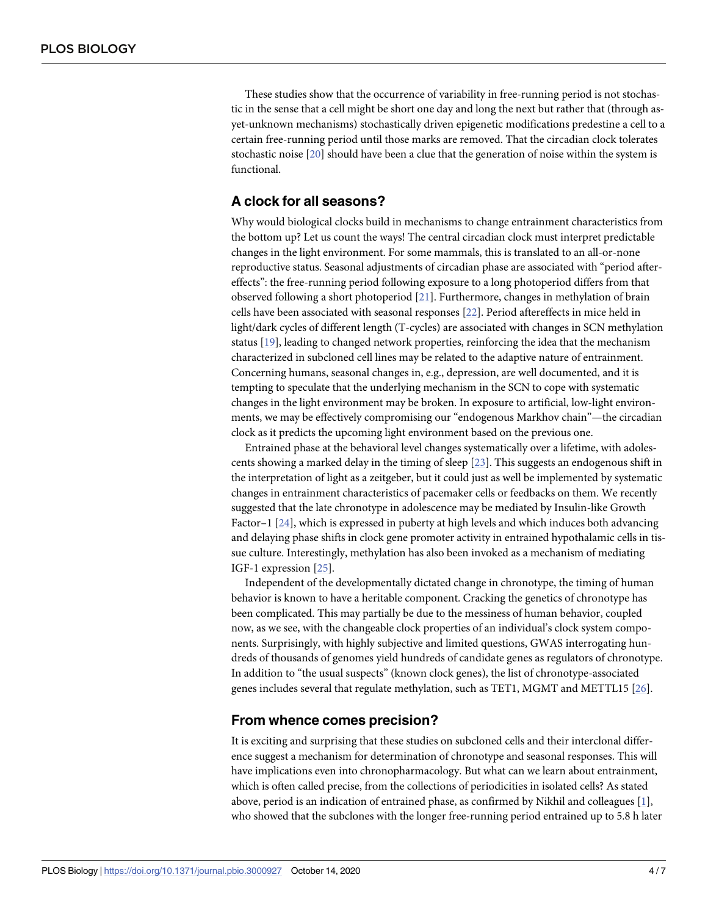These studies show that the occurrence of variability in free-running period is not stochastic in the sense that a cell might be short one day and long the next but rather that (through as-yet-unknown mechanisms) stochastically driven epigenetic modifications predestine a cell to a certain free-running period until those marks are removed. That the circadian clock tolerates stochastic noise [20] should have been a clue that the generation of noise within the system is functional.

## A clock for all seasons?

Why would biological clocks build in mechanisms to change entrainment characteristics from the bottom up? Let us count the ways! The central circadian clock must interpret predictable changes in the light environment. For some mammals, this is translated to an all-or-none reproductive status. Seasonal adjustments of circadian phase are associated with "period aftereffects": the free-running period following exposure to a long photoperiod differs from that observed following a short photoperiod [21]. Furthermore, changes in methylation of brain cells have been associated with seasonal responses [22]. Period aftereffects in mice held in light/dark cycles of different length (T-cycles) are associated with changes in SCN methylation status [19], leading to changed network properties, reinforcing the idea that the mechanism characterized in subcloned cell lines may be related to the adaptive nature of entrainment. Concerning humans, seasonal changes in, e.g., depression, are well documented, and it is tempting to speculate that the underlying mechanism in the SCN to cope with systematic changes in the light environment may be broken. In exposure to artificial, low-light environments, we may be effectively compromising our "endogenous Markhov chain"—the circadian clock as it predicts the upcoming light environment based on the previous one.

Entrained phase at the behavioral level changes systematically over a lifetime, with adolescents showing a marked delay in the timing of sleep [23]. This suggests an endogenous shift in the interpretation of light as a zeitgeber, but it could just as well be implemented by systematic changes in entrainment characteristics of pacemaker cells or feedbacks on them. We recently suggested that the late chronotype in adolescence may be mediated by Insulin-like Growth Factor–1 [24], which is expressed in puberty at high levels and which induces both advancing and delaying phase shifts in clock gene promoter activity in entrained hypothalamic cells in tissue culture. Interestingly, methylation has also been invoked as a mechanism of mediating IGF-1 expression [25].

Independent of the developmentally dictated change in chronotype, the timing of human behavior is known to have a heritable component. Cracking the genetics of chronotype has been complicated. This may partially be due to the messiness of human behavior, coupled now, as we see, with the changeable clock properties of an individual's clock system components. Surprisingly, with highly subjective and limited questions, GWAS interrogating hundreds of thousands of genomes yield hundreds of candidate genes as regulators of chronotype. In addition to "the usual suspects" (known clock genes), the list of chronotype-associated genes includes several that regulate methylation, such as TET1, MGMT and METTL15 [26].

## From whence comes precision?

It is exciting and surprising that these studies on subcloned cells and their interclonal difference suggest a mechanism for determination of chronotype and seasonal responses. This will have implications even into chronopharmacology. But what can we learn about entrainment, which is often called precise, from the collections of periodicities in isolated cells? As stated above, period is an indication of entrained phase, as confirmed by Nikhil and colleagues [1], who showed that the subclones with the longer free-running period entrained up to 5.8 h later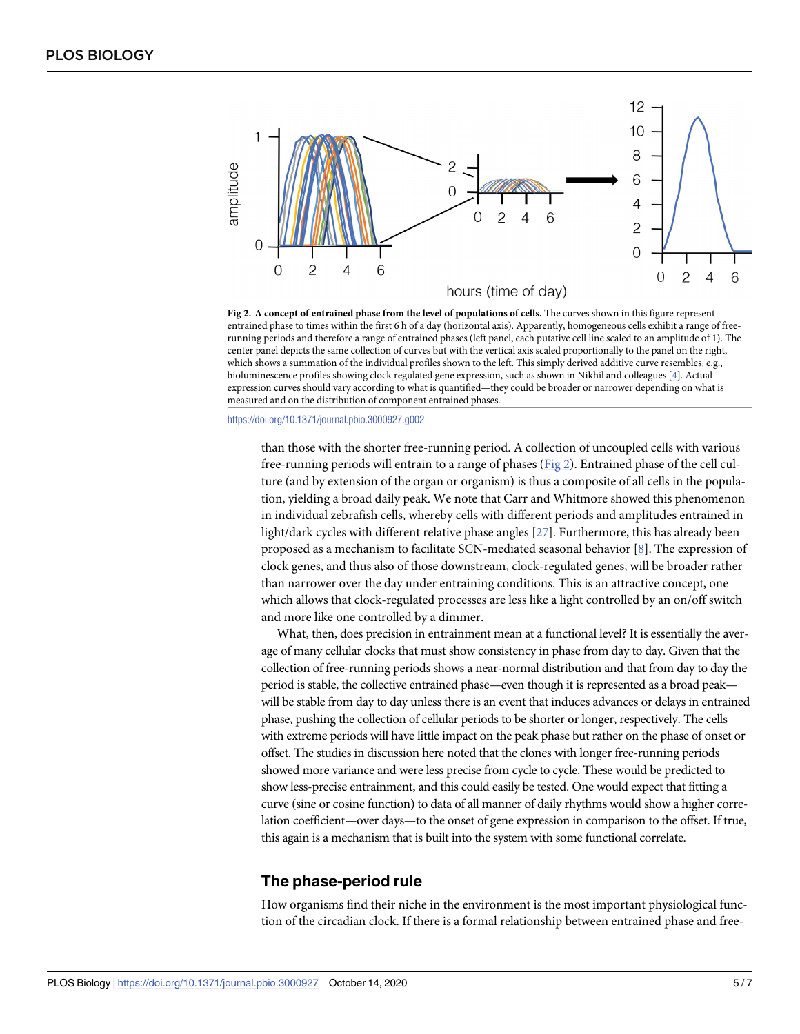**Fig 2. A concept of entrained phase from the level of populations of cells.** The curves shown in this figure represent entrained phase to times within the first 6 h of a day (horizontal axis). Apparently, homogeneous cells exhibit a range of free-running periods and therefore a range of entrained phases (left panel, each putative cell line scaled to an amplitude of 1). The center panel depicts the same collection of curves but with the vertical axis scaled proportionally to the panel on the right, which shows a summation of the individual profiles shown to the left. This simply derived additive curve resembles, e.g., bioluminescence profiles showing clock regulated gene expression, such as shown in Nikhil and colleagues [4]. Actual expression curves should vary according to what is quantified—they could be broader or narrower depending on what is measured and on the distribution of component entrained phases.

https://doi.org/10.1371/journal.pbio.3000927.g002

than those with the shorter free-running period. A collection of uncoupled cells with various free-running periods will entrain to a range of phases (Fig 2). Entrained phase of the cell culture (and by extension of the organ or organism) is thus a composite of all cells in the population, yielding a broad daily peak. We note that Carr and Whitmore showed this phenomenon in individual zebrafish cells, whereby cells with different periods and amplitudes entrained in light/dark cycles with different relative phase angles [27]. Furthermore, this has already been proposed as a mechanism to facilitate SCN-mediated seasonal behavior [8]. The expression of clock genes, and thus also of those downstream, clock-regulated genes, will be broader rather than narrower over the day under entraining conditions. This is an attractive concept, one which allows that clock-regulated processes are less like a light controlled by an on/off switch and more like one controlled by a dimmer.

What, then, does precision in entrainment mean at a functional level? It is essentially the average of many cellular clocks that must show consistency in phase from day to day. Given that the collection of free-running periods shows a near-normal distribution and that from day to day the period is stable, the collective entrained phase—even though it is represented as a broad peak—will be stable from day to day unless there is an event that induces advances or delays in entrained phase, pushing the collection of cellular periods to be shorter or longer, respectively. The cells with extreme periods will have little impact on the peak phase but rather on the phase of onset or offset. The studies in discussion here noted that the clones with longer free-running periods showed more variance and were less precise from cycle to cycle. These would be predicted to show less-precise entrainment, and this could easily be tested. One would expect that fitting a curve (sine or cosine function) to data of all manner of daily rhythms would show a higher correlation coefficient—over days—to the onset of gene expression in comparison to the offset. If true, this again is a mechanism that is built into the system with some functional correlate.

## The phase-period rule

How organisms find their niche in the environment is the most important physiological function of the circadian clock. If there is a formal relationship between entrained phase and free-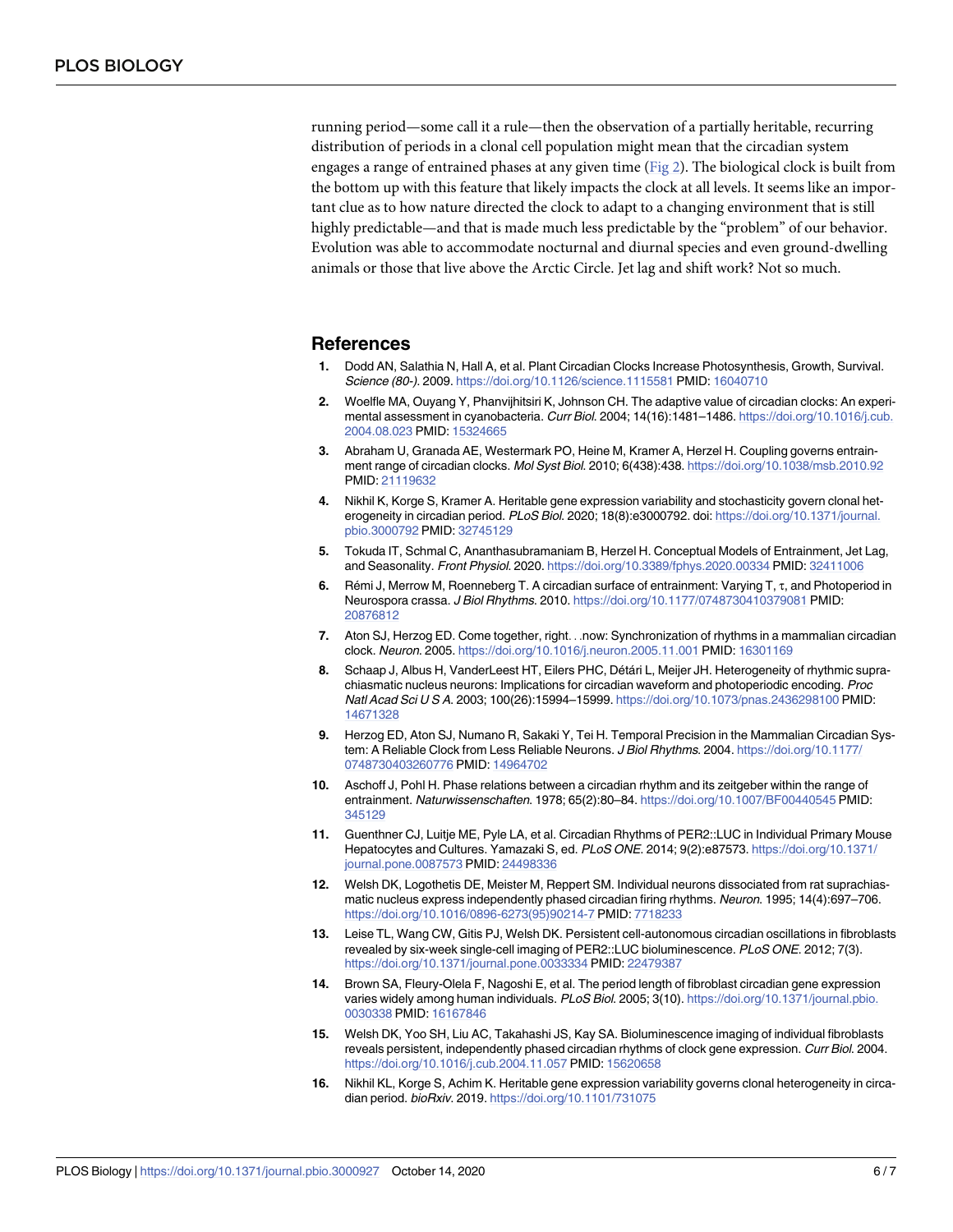running period—some call it a rule—then the observation of a partially heritable, recurring distribution of periods in a clonal cell population might mean that the circadian system engages a range of entrained phases at any given time (Fig 2). The biological clock is built from the bottom up with this feature that likely impacts the clock at all levels. It seems like an important clue as to how nature directed the clock to adapt to a changing environment that is still highly predictable—and that is made much less predictable by the "problem" of our behavior. Evolution was able to accommodate nocturnal and diurnal species and even ground-dwelling animals or those that live above the Arctic Circle. Jet lag and shift work? Not so much.

## References

1. Dodd AN, Salathia N, Hall A, et al. Plant Circadian Clocks Increase Photosynthesis, Growth, Survival. *Science (80-)*. 2009. https://doi.org/10.1126/science.1115581 PMID: 16040710
2. Woelfle MA, Ouyang Y, Phanvijhitsiri K, Johnson CH. The adaptive value of circadian clocks: An experimental assessment in cyanobacteria. *Curr Biol*. 2004; 14(16):1481–1486. https://doi.org/10.1016/j.cub.2004.08.023 PMID: 15324665
3. Abraham U, Granada AE, Westermark PO, Heine M, Kramer A, Herzel H. Coupling governs entrainment range of circadian clocks. *Mol Syst Biol*. 2010; 6(438):438. https://doi.org/10.1038/msb.2010.92 PMID: 21119632
4. Nikhil K, Korge S, Kramer A. Heritable gene expression variability and stochasticity govern clonal heterogeneity in circadian period. *PLoS Biol*. 2020; 18(8):e3000792. doi: https://doi.org/10.1371/journal.pbio.3000792 PMID: 32745129
5. Tokuda IT, Schmal C, Ananthasubramaniam B, Herzel H. Conceptual Models of Entrainment, Jet Lag, and Seasonality. *Front Physiol*. 2020. https://doi.org/10.3389/fphys.2020.00334 PMID: 32411006
6. Rémi J, Merrow M, Roenneberg T. A circadian surface of entrainment: Varying T, τ, and Photoperiod in Neurospora crassa. *J Biol Rhythms*. 2010. https://doi.org/10.1177/0748730410379081 PMID: 20876812
7. Aton SJ, Herzog ED. Come together, right. . .now: Synchronization of rhythms in a mammalian circadian clock. *Neuron*. 2005. https://doi.org/10.1016/j.neuron.2005.11.001 PMID: 16301169
8. Schaap J, Albus H, VanderLeest HT, Eilers PHC, Détári L, Meijer JH. Heterogeneity of rhythmic suprachiasmatic nucleus neurons: Implications for circadian waveform and photoperiodic encoding. *Proc Natl Acad Sci U S A*. 2003; 100(26):15994–15999. https://doi.org/10.1073/pnas.2436298100 PMID: 14671328
9. Herzog ED, Aton SJ, Numano R, Sakaki Y, Tei H. Temporal Precision in the Mammalian Circadian System: A Reliable Clock from Less Reliable Neurons. *J Biol Rhythms*. 2004. https://doi.org/10.1177/0748730403260776 PMID: 14964702
10. Aschoff J, Pohl H. Phase relations between a circadian rhythm and its zeitgeber within the range of entrainment. *Naturwissenschaften*. 1978; 65(2):80–84. https://doi.org/10.1007/BF00440545 PMID: 345129
11. Guenthner CJ, Luitje ME, Pyle LA, et al. Circadian Rhythms of PER2::LUC in Individual Primary Mouse Hepatocytes and Cultures. Yamazaki S, ed. *PLoS ONE*. 2014; 9(2):e87573. https://doi.org/10.1371/journal.pone.0087573 PMID: 24498336
12. Welsh DK, Logothetis DE, Meister M, Reppert SM. Individual neurons dissociated from rat suprachiasmatic nucleus express independently phased circadian firing rhythms. *Neuron*. 1995; 14(4):697–706. https://doi.org/10.1016/0896-6273(95)90214-7 PMID: 7718233
13. Leise TL, Wang CW, Gitis PJ, Welsh DK. Persistent cell-autonomous circadian oscillations in fibroblasts revealed by six-week single-cell imaging of PER2::LUC bioluminescence. *PLoS ONE*. 2012; 7(3). https://doi.org/10.1371/journal.pone.0033334 PMID: 22479387
14. Brown SA, Fleury-Olela F, Nagoshi E, et al. The period length of fibroblast circadian gene expression varies widely among human individuals. *PLoS Biol*. 2005; 3(10). https://doi.org/10.1371/journal.pbio.0030338 PMID: 16167846
15. Welsh DK, Yoo SH, Liu AC, Takahashi JS, Kay SA. Bioluminescence imaging of individual fibroblasts reveals persistent, independently phased circadian rhythms of clock gene expression. *Curr Biol*. 2004. https://doi.org/10.1016/j.cub.2004.11.057 PMID: 15620658
16. Nikhil KL, Korge S, Achim K. Heritable gene expression variability governs clonal heterogeneity in circadian period. *bioRxiv*. 2019. https://doi.org/10.1101/731075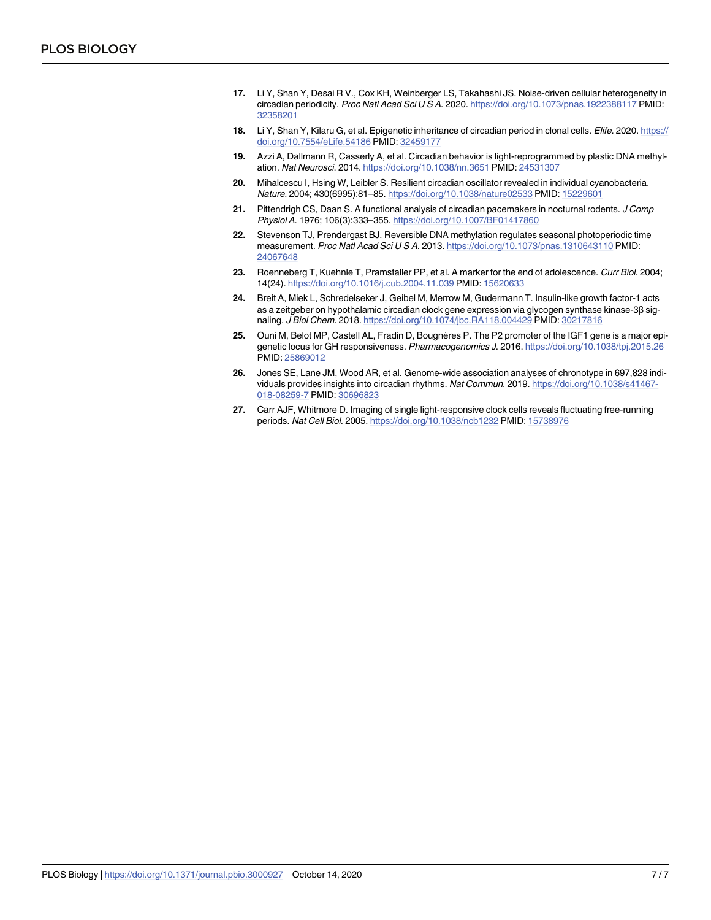17. Li Y, Shan Y, Desai R V., Cox KH, Weinberger LS, Takahashi JS. Noise-driven cellular heterogeneity in circadian periodicity. *Proc Natl Acad Sci U S A*. 2020. https://doi.org/10.1073/pnas.1922388117 PMID: 32358201

18. Li Y, Shan Y, Kilaru G, et al. Epigenetic inheritance of circadian period in clonal cells. *Elife*. 2020. https://doi.org/10.7554/eLife.54186 PMID: 32459177

19. Azzi A, Dallmann R, Casserly A, et al. Circadian behavior is light-reprogrammed by plastic DNA methylation. *Nat Neurosci*. 2014. https://doi.org/10.1038/nn.3651 PMID: 24531307

20. Mihalcescu I, Hsing W, Leibler S. Resilient circadian oscillator revealed in individual cyanobacteria. *Nature*. 2004; 430(6995):81–85. https://doi.org/10.1038/nature02533 PMID: 15229601

21. Pittendrigh CS, Daan S. A functional analysis of circadian pacemakers in nocturnal rodents. *J Comp Physiol A*. 1976; 106(3):333–355. https://doi.org/10.1007/BF01417860

22. Stevenson TJ, Prendergast BJ. Reversible DNA methylation regulates seasonal photoperiodic time measurement. *Proc Natl Acad Sci U S A*. 2013. https://doi.org/10.1073/pnas.1310643110 PMID: 24067648

23. Roenneberg T, Kuehnle T, Pramstaller PP, et al. A marker for the end of adolescence. *Curr Biol*. 2004; 14(24). https://doi.org/10.1016/j.cub.2004.11.039 PMID: 15620633

24. Breit A, Miek L, Schredelseker J, Geibel M, Merrow M, Gudermann T. Insulin-like growth factor-1 acts as a zeitgeber on hypothalamic circadian clock gene expression via glycogen synthase kinase-3β signaling. *J Biol Chem*. 2018. https://doi.org/10.1074/jbc.RA118.004429 PMID: 30217816

25. Ouni M, Belot MP, Castell AL, Fradin D, Bougnères P. The P2 promoter of the IGF1 gene is a major epigenetic locus for GH responsiveness. *Pharmacogenomics J*. 2016. https://doi.org/10.1038/tpj.2015.26 PMID: 25869012

26. Jones SE, Lane JM, Wood AR, et al. Genome-wide association analyses of chronotype in 697,828 individuals provides insights into circadian rhythms. *Nat Commun*. 2019. https://doi.org/10.1038/s41467-018-08259-7 PMID: 30696823

27. Carr AJF, Whitmore D. Imaging of single light-responsive clock cells reveals fluctuating free-running periods. *Nat Cell Biol*. 2005. https://doi.org/10.1038/ncb1232 PMID: 15738976